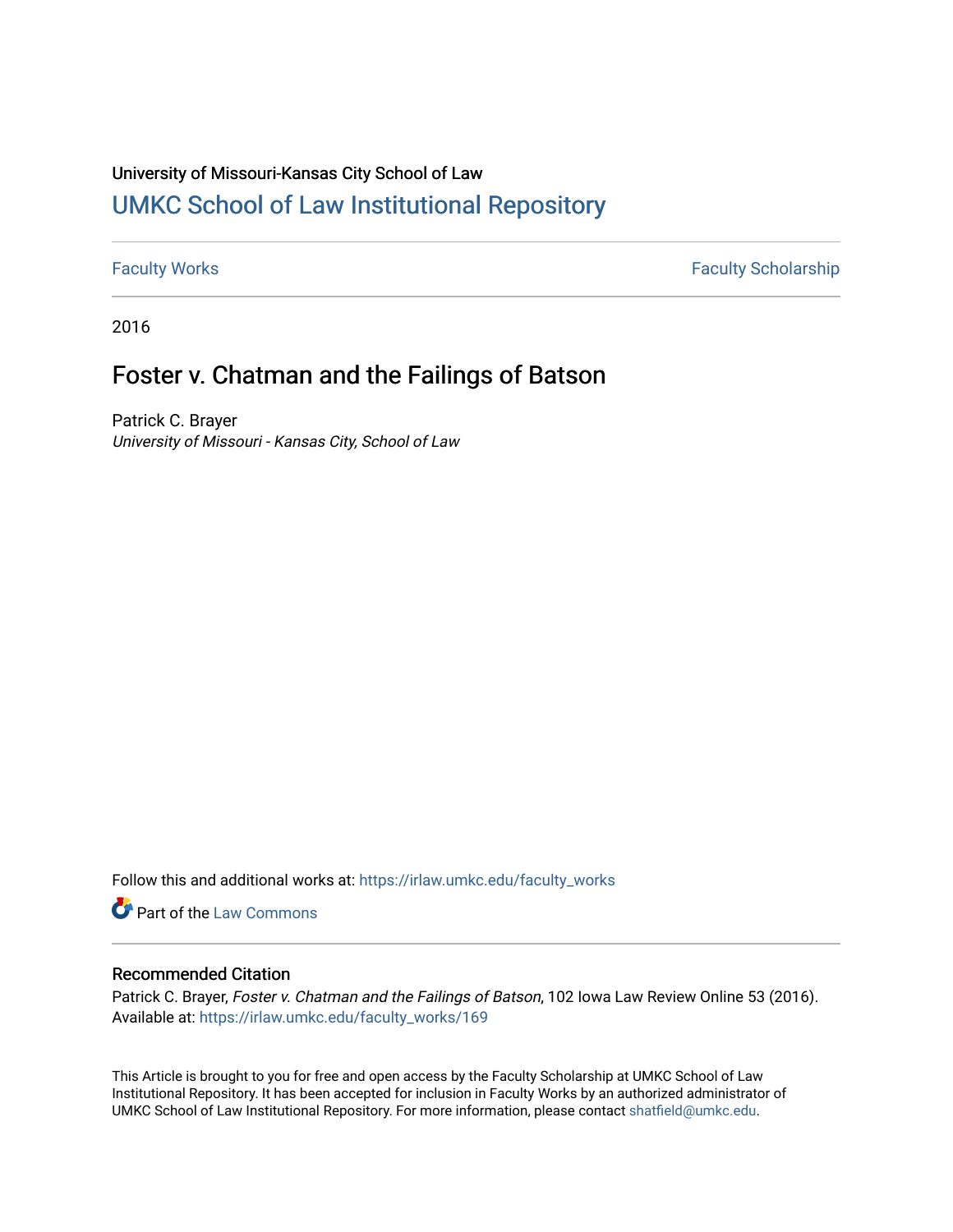University of Missouri-Kansas City School of Law

# UMKC School of Law Institutional Repository

Faculty Works | Faculty Scholarship

2016

## Foster v. Chatman and the Failings of Batson

Patrick C. Brayer
*University of Missouri - Kansas City, School of Law*

Follow this and additional works at: https://irlaw.umkc.edu/faculty_works

Part of the Law Commons

### Recommended Citation

Patrick C. Brayer, *Foster v. Chatman and the Failings of Batson*, 102 Iowa Law Review Online 53 (2016).
Available at: https://irlaw.umkc.edu/faculty_works/169

This Article is brought to you for free and open access by the Faculty Scholarship at UMKC School of Law Institutional Repository. It has been accepted for inclusion in Faculty Works by an authorized administrator of UMKC School of Law Institutional Repository. For more information, please contact shatfield@umkc.edu.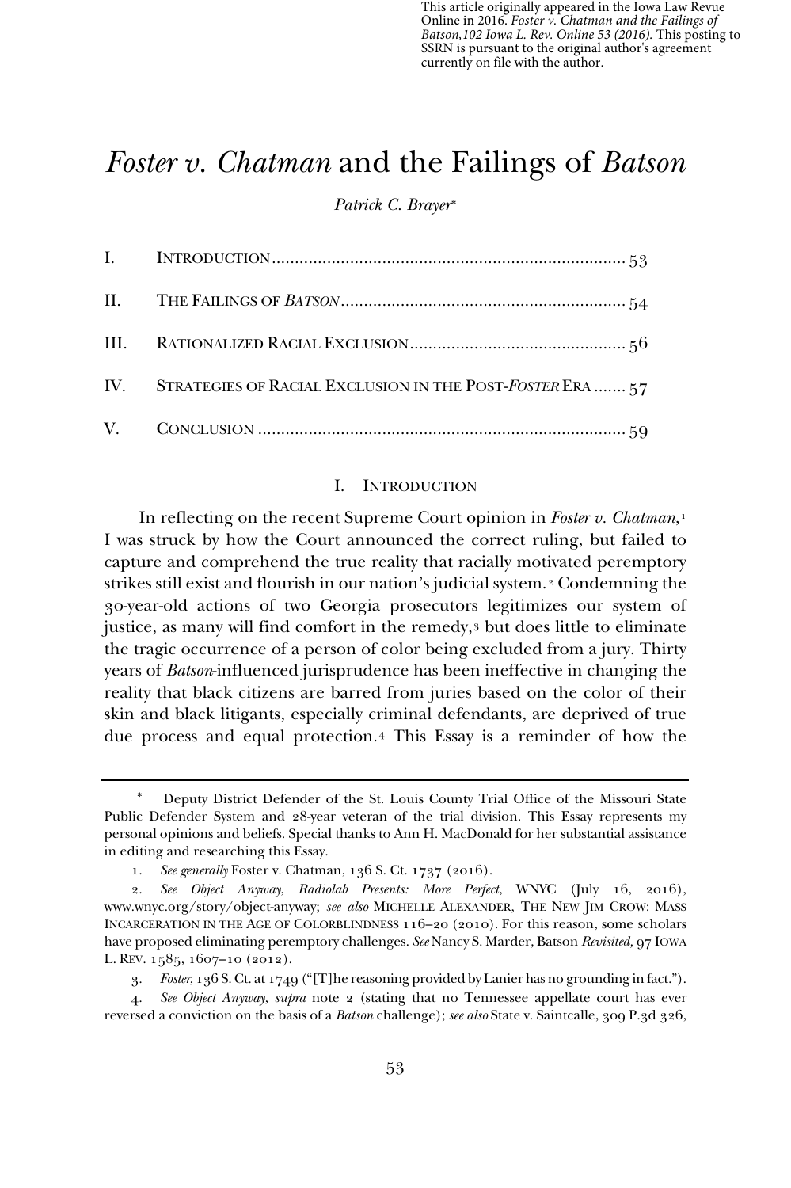This article originally appeared in the Iowa Law Revue Online in 2016. *Foster v. Chatman and the Failings of Batson,102 Iowa L. Rev. Online 53 (2016).* This posting to SSRN is pursuant to the original author's agreement currently on file with the author.

# *Foster v. Chatman* and the Failings of *Batson*

*Patrick C. Brayer*[*]

| | | |
|---|---|---|
| I. | INTRODUCTION | 53 |
| II. | THE FAILINGS OF *BATSON* | 54 |
| III. | RATIONALIZED RACIAL EXCLUSION | 56 |
| IV. | STRATEGIES OF RACIAL EXCLUSION IN THE POST-*FOSTER* ERA | 57 |
| V. | CONCLUSION | 59 |

## I. INTRODUCTION

In reflecting on the recent Supreme Court opinion in *Foster v. Chatman*,[1] I was struck by how the Court announced the correct ruling, but failed to capture and comprehend the true reality that racially motivated peremptory strikes still exist and flourish in our nation's judicial system.[2] Condemning the 30-year-old actions of two Georgia prosecutors legitimizes our system of justice, as many will find comfort in the remedy,[3] but does little to eliminate the tragic occurrence of a person of color being excluded from a jury. Thirty years of *Batson*-influenced jurisprudence has been ineffective in changing the reality that black citizens are barred from juries based on the color of their skin and black litigants, especially criminal defendants, are deprived of true due process and equal protection.[4] This Essay is a reminder of how the

---

\* Deputy District Defender of the St. Louis County Trial Office of the Missouri State Public Defender System and 28-year veteran of the trial division. This Essay represents my personal opinions and beliefs. Special thanks to Ann H. MacDonald for her substantial assistance in editing and researching this Essay.

1. *See generally* Foster v. Chatman, 136 S. Ct. 1737 (2016).

2. *See Object Anyway, Radiolab Presents: More Perfect*, WNYC (July 16, 2016), www.wnyc.org/story/object-anyway; *see also* MICHELLE ALEXANDER, THE NEW JIM CROW: MASS INCARCERATION IN THE AGE OF COLORBLINDNESS 116–20 (2010). For this reason, some scholars have proposed eliminating peremptory challenges. *See* Nancy S. Marder, Batson *Revisited,* 97 IOWA L. REV. 1585, 1607–10 (2012).

3. *Foster*, 136 S. Ct. at 1749 ("[T]he reasoning provided by Lanier has no grounding in fact.").

4. *See Object Anyway*, *supra* note 2 (stating that no Tennessee appellate court has ever reversed a conviction on the basis of a *Batson* challenge); *see also* State v. Saintcalle, 309 P.3d 326,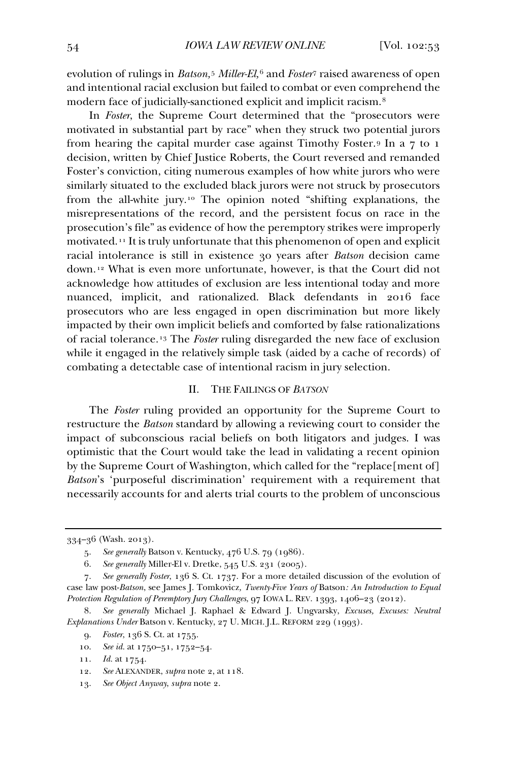evolution of rulings in *Batson,*[5] *Miller-El,*[6] and *Foster*[7] raised awareness of open and intentional racial exclusion but failed to combat or even comprehend the modern face of judicially-sanctioned explicit and implicit racism.[8]

In *Foster*, the Supreme Court determined that the "prosecutors were motivated in substantial part by race" when they struck two potential jurors from hearing the capital murder case against Timothy Foster.[9] In a 7 to 1 decision, written by Chief Justice Roberts, the Court reversed and remanded Foster's conviction, citing numerous examples of how white jurors who were similarly situated to the excluded black jurors were not struck by prosecutors from the all-white jury.[10] The opinion noted "shifting explanations, the misrepresentations of the record, and the persistent focus on race in the prosecution's file" as evidence of how the peremptory strikes were improperly motivated.[11] It is truly unfortunate that this phenomenon of open and explicit racial intolerance is still in existence 30 years after *Batson* decision came down.[12] What is even more unfortunate, however, is that the Court did not acknowledge how attitudes of exclusion are less intentional today and more nuanced, implicit, and rationalized. Black defendants in 2016 face prosecutors who are less engaged in open discrimination but more likely impacted by their own implicit beliefs and comforted by false rationalizations of racial tolerance.[13] The *Foster* ruling disregarded the new face of exclusion while it engaged in the relatively simple task (aided by a cache of records) of combating a detectable case of intentional racism in jury selection.

## II. THE FAILINGS OF *BATSON*

The *Foster* ruling provided an opportunity for the Supreme Court to restructure the *Batson* standard by allowing a reviewing court to consider the impact of subconscious racial beliefs on both litigators and judges. I was optimistic that the Court would take the lead in validating a recent opinion by the Supreme Court of Washington, which called for the "replace[ment of] *Batson*'s 'purposeful discrimination' requirement with a requirement that necessarily accounts for and alerts trial courts to the problem of unconscious

---

334–36 (Wash. 2013).

5. *See generally* Batson v. Kentucky, 476 U.S. 79 (1986).

6. *See generally* Miller-El v. Dretke, 545 U.S. 231 (2005).

7. *See generally Foster*, 136 S. Ct. 1737. For a more detailed discussion of the evolution of case law post-*Batson*, see James J. Tomkovicz, *Twenty-Five Years of* Batson*: An Introduction to Equal Protection Regulation of Peremptory Jury Challenges*, 97 IOWA L. REV. 1393, 1406–23 (2012).

8. *See generally* Michael J. Raphael & Edward J. Ungvarsky, *Excuses, Excuses: Neutral Explanations Under* Batson v. Kentucky, 27 U. MICH. J.L. REFORM 229 (1993).

9. *Foster*, 136 S. Ct. at 1755.

10. *See id.* at 1750–51, 1752–54.

11. *Id.* at 1754.

12. *See* ALEXANDER, *supra* note 2, at 118.

13. *See Object Anyway*, *supra* note 2.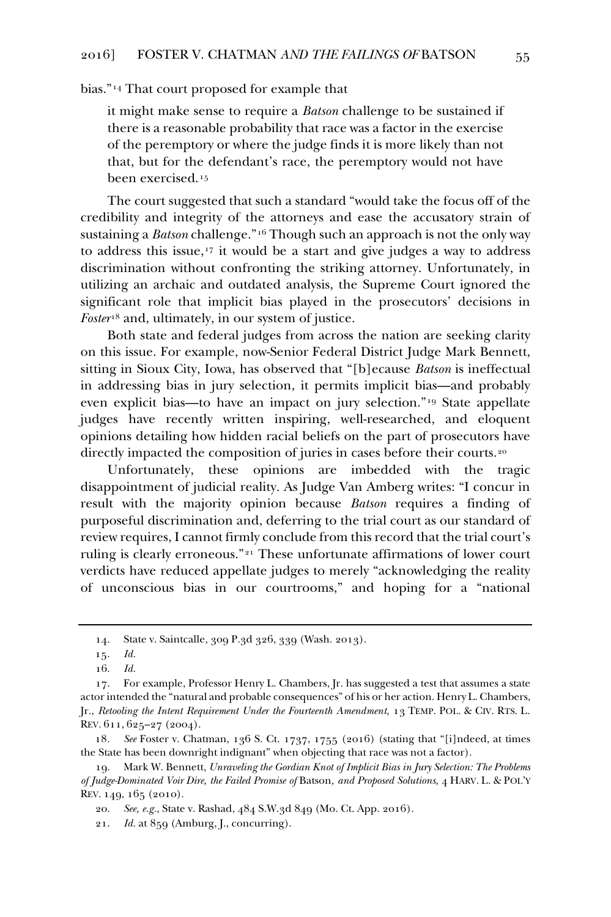bias."[14] That court proposed for example that

> it might make sense to require a *Batson* challenge to be sustained if there is a reasonable probability that race was a factor in the exercise of the peremptory or where the judge finds it is more likely than not that, but for the defendant's race, the peremptory would not have been exercised.[15]

The court suggested that such a standard "would take the focus off of the credibility and integrity of the attorneys and ease the accusatory strain of sustaining a *Batson* challenge."[16] Though such an approach is not the only way to address this issue,[17] it would be a start and give judges a way to address discrimination without confronting the striking attorney. Unfortunately, in utilizing an archaic and outdated analysis, the Supreme Court ignored the significant role that implicit bias played in the prosecutors' decisions in *Foster*[18] and, ultimately, in our system of justice.

Both state and federal judges from across the nation are seeking clarity on this issue. For example, now-Senior Federal District Judge Mark Bennett, sitting in Sioux City, Iowa, has observed that "[b]ecause *Batson* is ineffectual in addressing bias in jury selection, it permits implicit bias—and probably even explicit bias—to have an impact on jury selection."[19] State appellate judges have recently written inspiring, well-researched, and eloquent opinions detailing how hidden racial beliefs on the part of prosecutors have directly impacted the composition of juries in cases before their courts.[20]

Unfortunately, these opinions are imbedded with the tragic disappointment of judicial reality. As Judge Van Amberg writes: "I concur in result with the majority opinion because *Batson* requires a finding of purposeful discrimination and, deferring to the trial court as our standard of review requires, I cannot firmly conclude from this record that the trial court's ruling is clearly erroneous."[21] These unfortunate affirmations of lower court verdicts have reduced appellate judges to merely "acknowledging the reality of unconscious bias in our courtrooms," and hoping for a "national

---

14. State v. Saintcalle, 309 P.3d 326, 339 (Wash. 2013).

15. *Id.*

16. *Id.*

17. For example, Professor Henry L. Chambers, Jr. has suggested a test that assumes a state actor intended the "natural and probable consequences" of his or her action. Henry L. Chambers, Jr., *Retooling the Intent Requirement Under the Fourteenth Amendment*, 13 TEMP. POL. & CIV. RTS. L. REV. 611, 625–27 (2004).

18. *See* Foster v. Chatman, 136 S. Ct. 1737, 1755 (2016) (stating that "[i]ndeed, at times the State has been downright indignant" when objecting that race was not a factor).

19. Mark W. Bennett, *Unraveling the Gordian Knot of Implicit Bias in Jury Selection: The Problems of Judge-Dominated Voir Dire, the Failed Promise of* Batson*, and Proposed Solutions,* 4 HARV. L. & POL'Y REV. 149, 165 (2010).

20. *See, e.g.*, State v. Rashad, 484 S.W.3d 849 (Mo. Ct. App. 2016).

21. *Id.* at 859 (Amburg, J., concurring).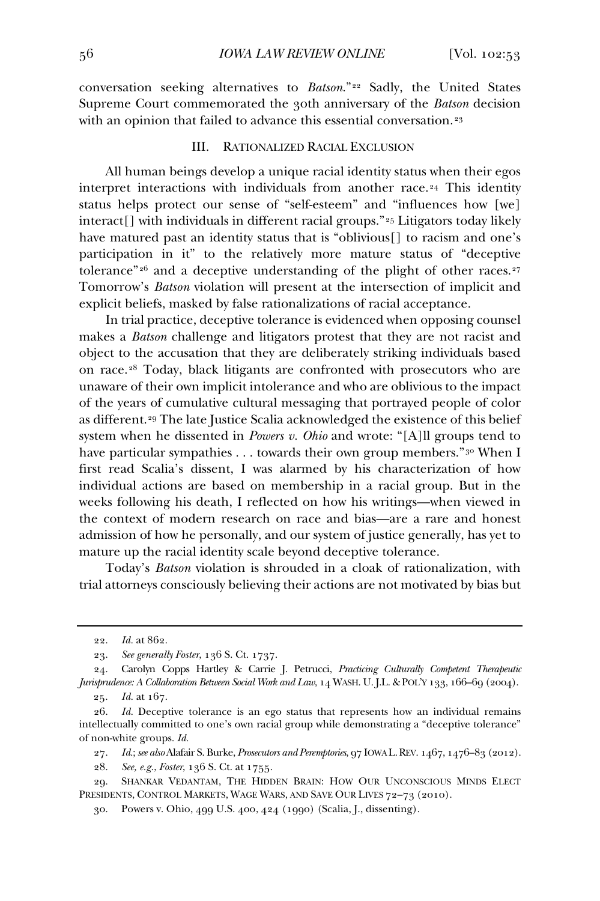conversation seeking alternatives to *Batson*."[22] Sadly, the United States Supreme Court commemorated the 30th anniversary of the *Batson* decision with an opinion that failed to advance this essential conversation.[23]

## III. RATIONALIZED RACIAL EXCLUSION

All human beings develop a unique racial identity status when their egos interpret interactions with individuals from another race.[24] This identity status helps protect our sense of "self-esteem" and "influences how [we] interact[] with individuals in different racial groups."[25] Litigators today likely have matured past an identity status that is "oblivious[] to racism and one's participation in it" to the relatively more mature status of "deceptive tolerance"[26] and a deceptive understanding of the plight of other races.[27] Tomorrow's *Batson* violation will present at the intersection of implicit and explicit beliefs, masked by false rationalizations of racial acceptance.

In trial practice, deceptive tolerance is evidenced when opposing counsel makes a *Batson* challenge and litigators protest that they are not racist and object to the accusation that they are deliberately striking individuals based on race.[28] Today, black litigants are confronted with prosecutors who are unaware of their own implicit intolerance and who are oblivious to the impact of the years of cumulative cultural messaging that portrayed people of color as different.[29] The late Justice Scalia acknowledged the existence of this belief system when he dissented in *Powers v. Ohio* and wrote: "[A]ll groups tend to have particular sympathies . . . towards their own group members."[30] When I first read Scalia's dissent, I was alarmed by his characterization of how individual actions are based on membership in a racial group. But in the weeks following his death, I reflected on how his writings—when viewed in the context of modern research on race and bias—are a rare and honest admission of how he personally, and our system of justice generally, has yet to mature up the racial identity scale beyond deceptive tolerance.

Today's *Batson* violation is shrouded in a cloak of rationalization, with trial attorneys consciously believing their actions are not motivated by bias but

---

22. *Id.* at 862.

23. *See generally Foster*, 136 S. Ct. 1737.

24. Carolyn Copps Hartley & Carrie J. Petrucci, *Practicing Culturally Competent Therapeutic Jurisprudence: A Collaboration Between Social Work and Law*, 14 WASH. U. J.L. & POL'Y 133, 166–69 (2004).

25. *Id.* at 167.

26. *Id.* Deceptive tolerance is an ego status that represents how an individual remains intellectually committed to one's own racial group while demonstrating a "deceptive tolerance" of non-white groups. *Id.*

27. *Id.*; *see also* Alafair S. Burke, *Prosecutors and Peremptories*, 97 IOWA L. REV. 1467, 1476–83 (2012).

28. *See, e.g.*, *Foster*, 136 S. Ct. at 1755.

29. SHANKAR VEDANTAM, THE HIDDEN BRAIN: HOW OUR UNCONSCIOUS MINDS ELECT PRESIDENTS, CONTROL MARKETS, WAGE WARS, AND SAVE OUR LIVES 72–73 (2010).

30. Powers v. Ohio, 499 U.S. 400, 424 (1990) (Scalia, J., dissenting).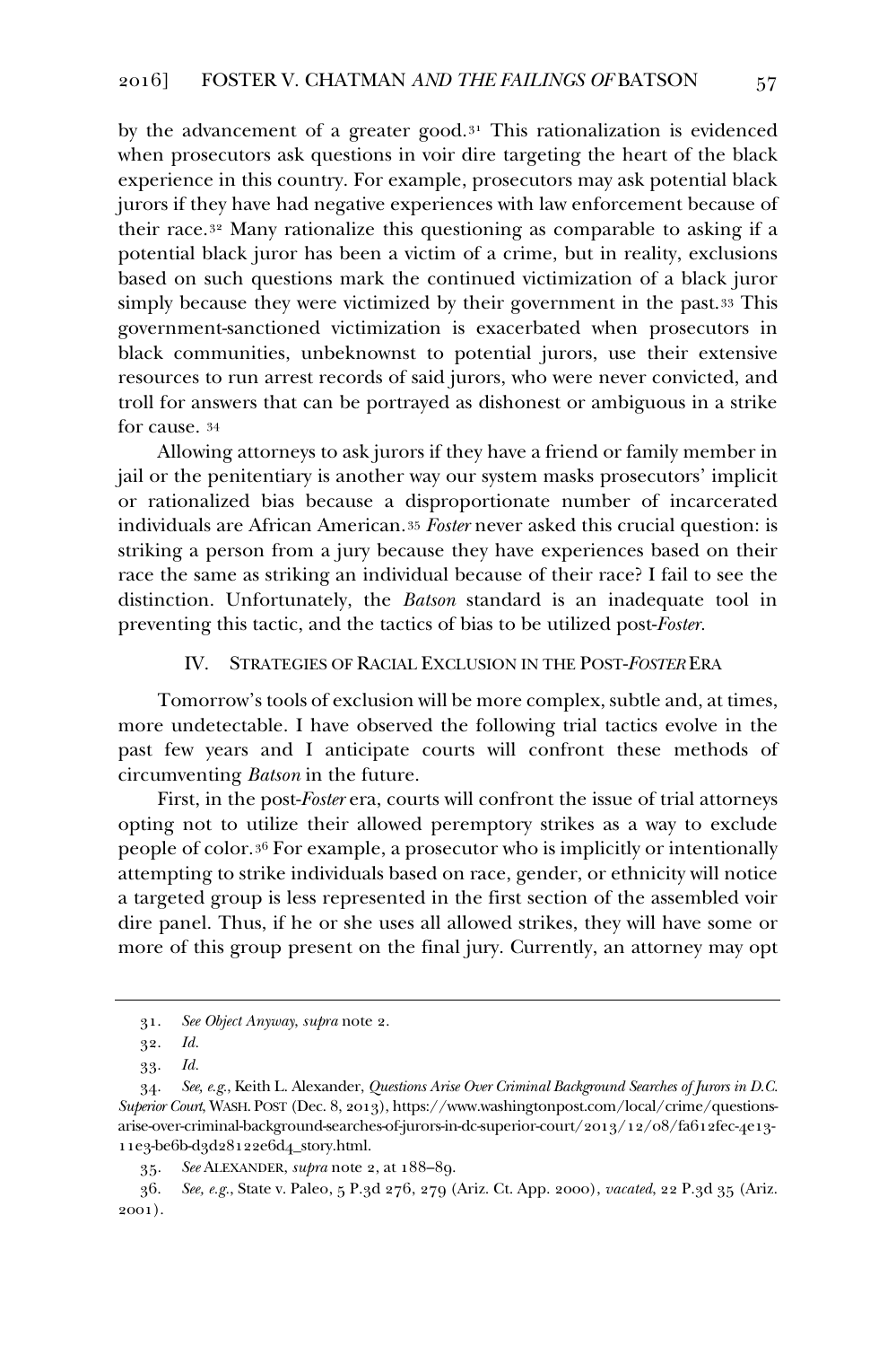by the advancement of a greater good.[31] This rationalization is evidenced when prosecutors ask questions in voir dire targeting the heart of the black experience in this country. For example, prosecutors may ask potential black jurors if they have had negative experiences with law enforcement because of their race.[32] Many rationalize this questioning as comparable to asking if a potential black juror has been a victim of a crime, but in reality, exclusions based on such questions mark the continued victimization of a black juror simply because they were victimized by their government in the past.[33] This government-sanctioned victimization is exacerbated when prosecutors in black communities, unbeknownst to potential jurors, use their extensive resources to run arrest records of said jurors, who were never convicted, and troll for answers that can be portrayed as dishonest or ambiguous in a strike for cause.[34]

Allowing attorneys to ask jurors if they have a friend or family member in jail or the penitentiary is another way our system masks prosecutors' implicit or rationalized bias because a disproportionate number of incarcerated individuals are African American.[35] *Foster* never asked this crucial question: is striking a person from a jury because they have experiences based on their race the same as striking an individual because of their race? I fail to see the distinction. Unfortunately, the *Batson* standard is an inadequate tool in preventing this tactic, and the tactics of bias to be utilized post-*Foster*.

## IV. STRATEGIES OF RACIAL EXCLUSION IN THE POST-*FOSTER* ERA

Tomorrow's tools of exclusion will be more complex, subtle and, at times, more undetectable. I have observed the following trial tactics evolve in the past few years and I anticipate courts will confront these methods of circumventing *Batson* in the future.

First, in the post-*Foster* era, courts will confront the issue of trial attorneys opting not to utilize their allowed peremptory strikes as a way to exclude people of color.[36] For example, a prosecutor who is implicitly or intentionally attempting to strike individuals based on race, gender, or ethnicity will notice a targeted group is less represented in the first section of the assembled voir dire panel. Thus, if he or she uses all allowed strikes, they will have some or more of this group present on the final jury. Currently, an attorney may opt

---

31. *See Object Anyway*, *supra* note 2.

32. *Id.*

33. *Id.*

34. *See, e.g.*, Keith L. Alexander, *Questions Arise Over Criminal Background Searches of Jurors in D.C. Superior Court*, WASH. POST (Dec. 8, 2013), https://www.washingtonpost.com/local/crime/questions-arise-over-criminal-background-searches-of-jurors-in-dc-superior-court/2013/12/08/fa612fec-4e13-11e3-be6b-d3d28122e6d4_story.html.

35. *See* ALEXANDER, *supra* note 2, at 188–89.

36. *See, e.g.*, State v. Paleo, 5 P.3d 276, 279 (Ariz. Ct. App. 2000), *vacated*, 22 P.3d 35 (Ariz. 2001).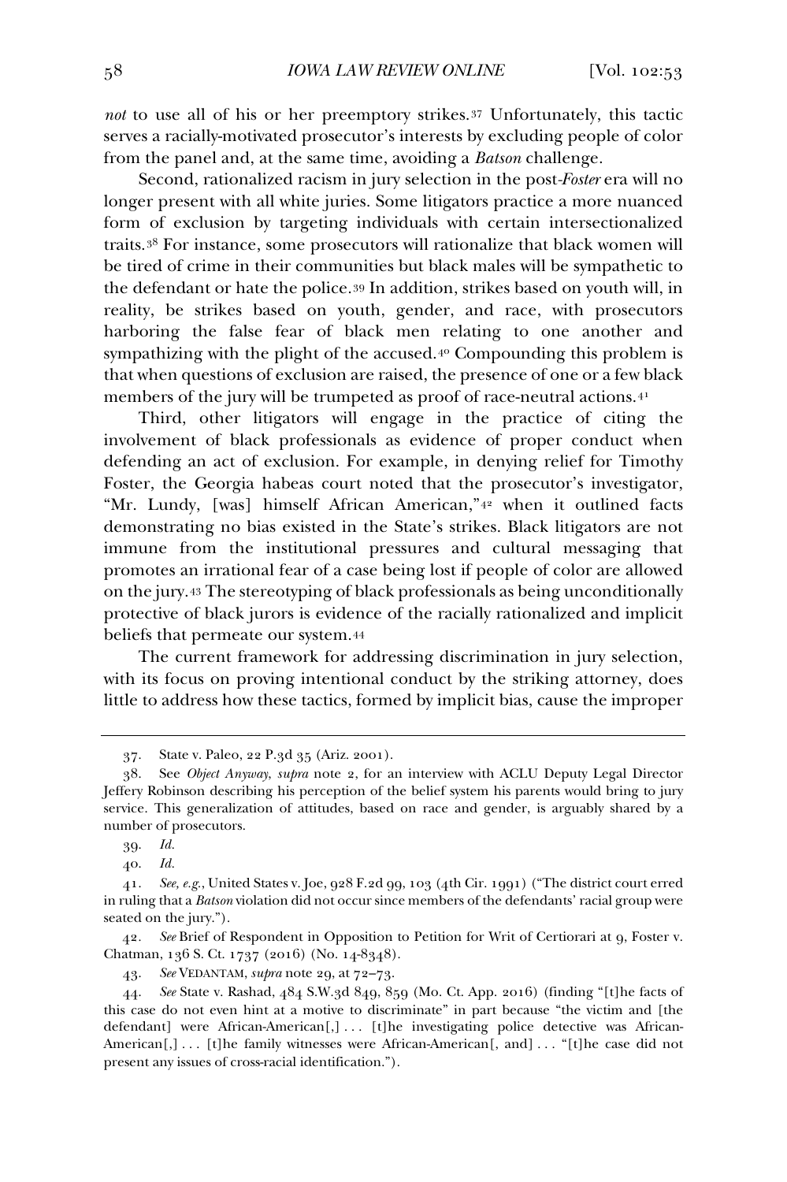*not* to use all of his or her preemptory strikes.[37] Unfortunately, this tactic serves a racially-motivated prosecutor's interests by excluding people of color from the panel and, at the same time, avoiding a *Batson* challenge.

Second, rationalized racism in jury selection in the post-*Foster* era will no longer present with all white juries. Some litigators practice a more nuanced form of exclusion by targeting individuals with certain intersectionalized traits.[38] For instance, some prosecutors will rationalize that black women will be tired of crime in their communities but black males will be sympathetic to the defendant or hate the police.[39] In addition, strikes based on youth will, in reality, be strikes based on youth, gender, and race, with prosecutors harboring the false fear of black men relating to one another and sympathizing with the plight of the accused.[40] Compounding this problem is that when questions of exclusion are raised, the presence of one or a few black members of the jury will be trumpeted as proof of race-neutral actions.[41]

Third, other litigators will engage in the practice of citing the involvement of black professionals as evidence of proper conduct when defending an act of exclusion. For example, in denying relief for Timothy Foster, the Georgia habeas court noted that the prosecutor's investigator, "Mr. Lundy, [was] himself African American,"[42] when it outlined facts demonstrating no bias existed in the State's strikes. Black litigators are not immune from the institutional pressures and cultural messaging that promotes an irrational fear of a case being lost if people of color are allowed on the jury.[43] The stereotyping of black professionals as being unconditionally protective of black jurors is evidence of the racially rationalized and implicit beliefs that permeate our system.[44]

The current framework for addressing discrimination in jury selection, with its focus on proving intentional conduct by the striking attorney, does little to address how these tactics, formed by implicit bias, cause the improper

---

37. State v. Paleo, 22 P.3d 35 (Ariz. 2001).

38. See *Object Anyway*, *supra* note 2, for an interview with ACLU Deputy Legal Director Jeffery Robinson describing his perception of the belief system his parents would bring to jury service. This generalization of attitudes, based on race and gender, is arguably shared by a number of prosecutors.

39. *Id.*

40. *Id.*

41. *See, e.g.*, United States v. Joe, 928 F.2d 99, 103 (4th Cir. 1991) ("The district court erred in ruling that a *Batson* violation did not occur since members of the defendants' racial group were seated on the jury.").

42. *See* Brief of Respondent in Opposition to Petition for Writ of Certiorari at 9, Foster v. Chatman, 136 S. Ct. 1737 (2016) (No. 14-8348).

43. *See* VEDANTAM, *supra* note 29, at 72–73.

44. *See* State v. Rashad, 484 S.W.3d 849, 859 (Mo. Ct. App. 2016) (finding "[t]he facts of this case do not even hint at a motive to discriminate" in part because "the victim and [the defendant] were African-American[,] . . . [t]he investigating police detective was African-American[,] . . . [t]he family witnesses were African-American[, and] . . . "[t]he case did not present any issues of cross-racial identification.").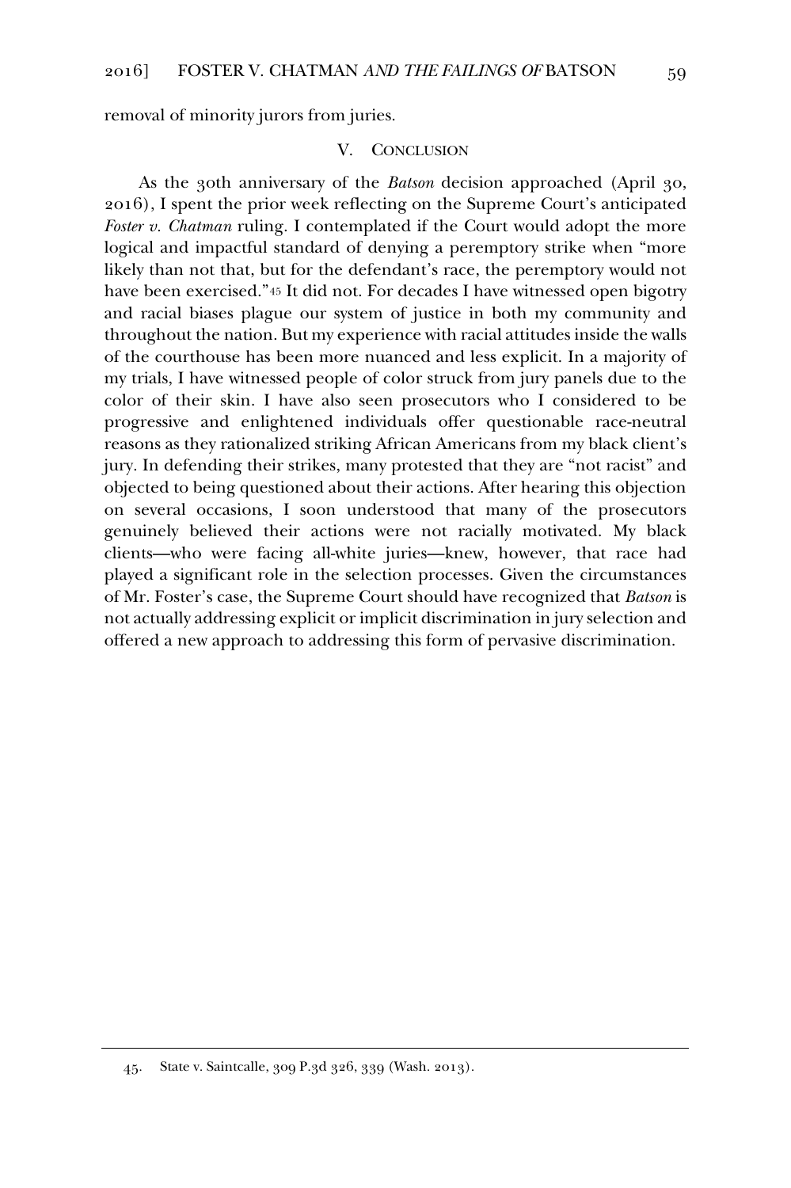removal of minority jurors from juries.

## V. Conclusion

As the 30th anniversary of the *Batson* decision approached (April 30, 2016), I spent the prior week reflecting on the Supreme Court's anticipated *Foster v. Chatman* ruling. I contemplated if the Court would adopt the more logical and impactful standard of denying a peremptory strike when "more likely than not that, but for the defendant's race, the peremptory would not have been exercised."[45] It did not. For decades I have witnessed open bigotry and racial biases plague our system of justice in both my community and throughout the nation. But my experience with racial attitudes inside the walls of the courthouse has been more nuanced and less explicit. In a majority of my trials, I have witnessed people of color struck from jury panels due to the color of their skin. I have also seen prosecutors who I considered to be progressive and enlightened individuals offer questionable race-neutral reasons as they rationalized striking African Americans from my black client's jury. In defending their strikes, many protested that they are "not racist" and objected to being questioned about their actions. After hearing this objection on several occasions, I soon understood that many of the prosecutors genuinely believed their actions were not racially motivated. My black clients—who were facing all-white juries—knew, however, that race had played a significant role in the selection processes. Given the circumstances of Mr. Foster's case, the Supreme Court should have recognized that *Batson* is not actually addressing explicit or implicit discrimination in jury selection and offered a new approach to addressing this form of pervasive discrimination.

45. State v. Saintcalle, 309 P.3d 326, 339 (Wash. 2013).